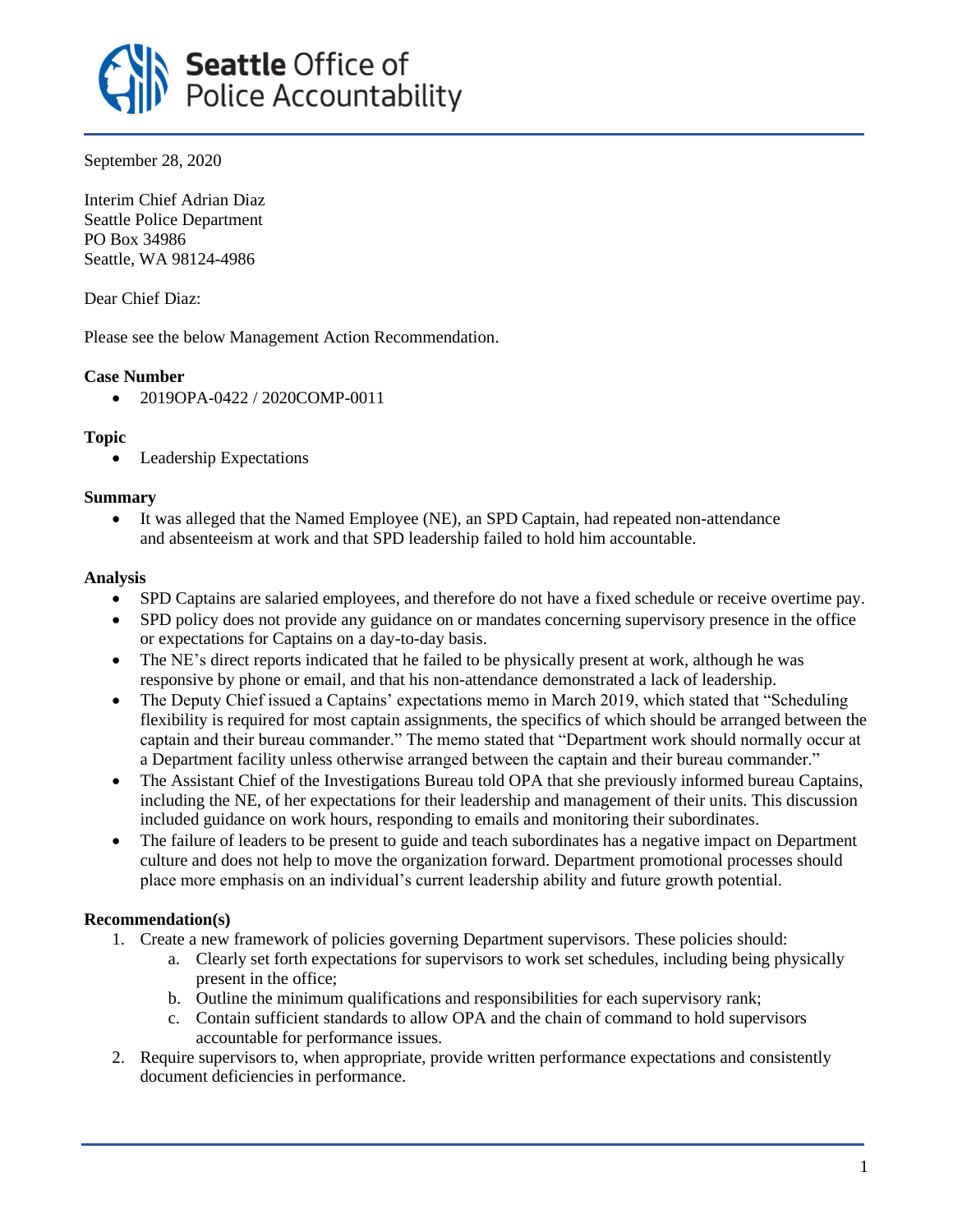**Seattle** Office of Police Accountability

September 28, 2020

Interim Chief Adrian Diaz
Seattle Police Department
PO Box 34986
Seattle, WA 98124-4986

Dear Chief Diaz:

Please see the below Management Action Recommendation.

**Case Number**

- 2019OPA-0422 / 2020COMP-0011

**Topic**

- Leadership Expectations

**Summary**

- It was alleged that the Named Employee (NE), an SPD Captain, had repeated non-attendance and absenteeism at work and that SPD leadership failed to hold him accountable.

**Analysis**

- SPD Captains are salaried employees, and therefore do not have a fixed schedule or receive overtime pay.
- SPD policy does not provide any guidance on or mandates concerning supervisory presence in the office or expectations for Captains on a day-to-day basis.
- The NE's direct reports indicated that he failed to be physically present at work, although he was responsive by phone or email, and that his non-attendance demonstrated a lack of leadership.
- The Deputy Chief issued a Captains' expectations memo in March 2019, which stated that "Scheduling flexibility is required for most captain assignments, the specifics of which should be arranged between the captain and their bureau commander." The memo stated that "Department work should normally occur at a Department facility unless otherwise arranged between the captain and their bureau commander."
- The Assistant Chief of the Investigations Bureau told OPA that she previously informed bureau Captains, including the NE, of her expectations for their leadership and management of their units. This discussion included guidance on work hours, responding to emails and monitoring their subordinates.
- The failure of leaders to be present to guide and teach subordinates has a negative impact on Department culture and does not help to move the organization forward. Department promotional processes should place more emphasis on an individual's current leadership ability and future growth potential.

**Recommendation(s)**

1. Create a new framework of policies governing Department supervisors. These policies should:
    a. Clearly set forth expectations for supervisors to work set schedules, including being physically present in the office;
    b. Outline the minimum qualifications and responsibilities for each supervisory rank;
    c. Contain sufficient standards to allow OPA and the chain of command to hold supervisors accountable for performance issues.
2. Require supervisors to, when appropriate, provide written performance expectations and consistently document deficiencies in performance.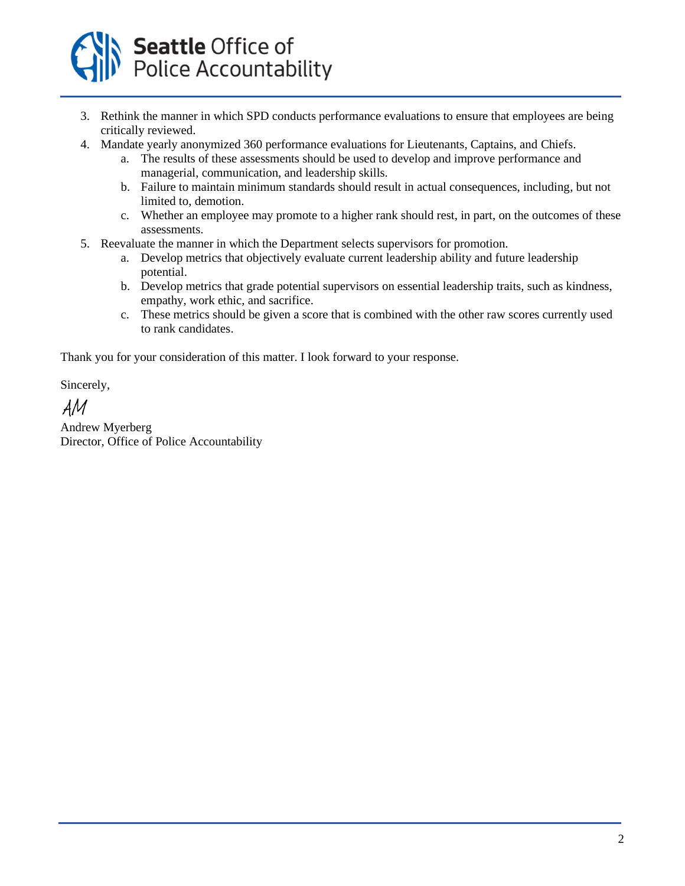3. Rethink the manner in which SPD conducts performance evaluations to ensure that employees are being critically reviewed.
4. Mandate yearly anonymized 360 performance evaluations for Lieutenants, Captains, and Chiefs.
    a. The results of these assessments should be used to develop and improve performance and managerial, communication, and leadership skills.
    b. Failure to maintain minimum standards should result in actual consequences, including, but not limited to, demotion.
    c. Whether an employee may promote to a higher rank should rest, in part, on the outcomes of these assessments.
5. Reevaluate the manner in which the Department selects supervisors for promotion.
    a. Develop metrics that objectively evaluate current leadership ability and future leadership potential.
    b. Develop metrics that grade potential supervisors on essential leadership traits, such as kindness, empathy, work ethic, and sacrifice.
    c. These metrics should be given a score that is combined with the other raw scores currently used to rank candidates.

Thank you for your consideration of this matter. I look forward to your response.

Sincerely,

AM

Andrew Myerberg
Director, Office of Police Accountability